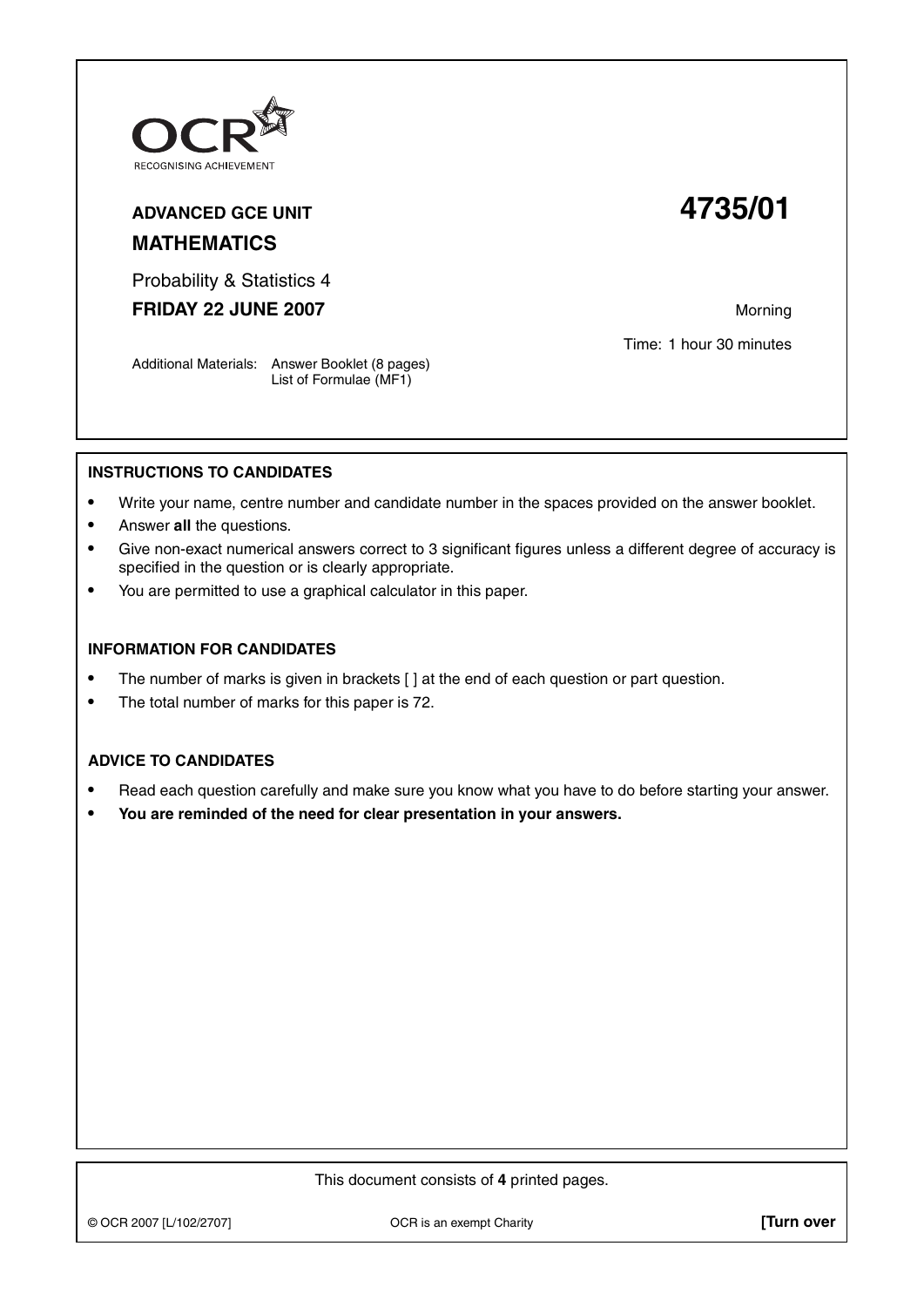OCR
RECOGNISING ACHIEVEMENT

**ADVANCED GCE UNIT**

# 4735/01

**MATHEMATICS**

Probability & Statistics 4

**FRIDAY 22 JUNE 2007**

Morning

Time: 1 hour 30 minutes

Additional Materials: Answer Booklet (8 pages)
List of Formulae (MF1)

## INSTRUCTIONS TO CANDIDATES

- Write your name, centre number and candidate number in the spaces provided on the answer booklet.
- Answer **all** the questions.
- Give non-exact numerical answers correct to 3 significant figures unless a different degree of accuracy is specified in the question or is clearly appropriate.
- You are permitted to use a graphical calculator in this paper.

## INFORMATION FOR CANDIDATES

- The number of marks is given in brackets [ ] at the end of each question or part question.
- The total number of marks for this paper is 72.

## ADVICE TO CANDIDATES

- Read each question carefully and make sure you know what you have to do before starting your answer.
- **You are reminded of the need for clear presentation in your answers.**

This document consists of **4** printed pages.

© OCR 2007 [L/102/2707] OCR is an exempt Charity **[Turn over**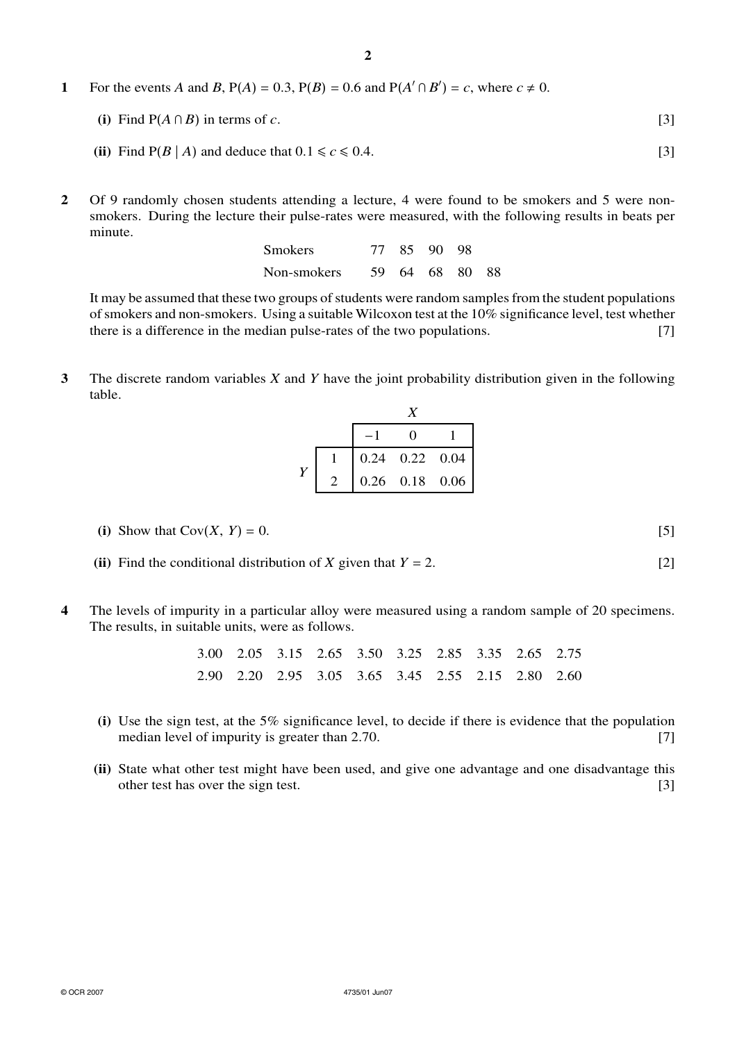**1** For the events $A$ and $B$, $P(A) = 0.3$, $P(B) = 0.6$ and $P(A' \cap B') = c$, where $c \neq 0$.

**(i)** Find $P(A \cap B)$ in terms of $c$. [3]

**(ii)** Find $P(B \mid A)$ and deduce that $0.1 \leqslant c \leqslant 0.4$. [3]

**2** Of 9 randomly chosen students attending a lecture, 4 were found to be smokers and 5 were non-smokers. During the lecture their pulse-rates were measured, with the following results in beats per minute.

| | | | | | |
|---|---|---|---|---|---|
| Smokers | 77 | 85 | 90 | 98 | |
| Non-smokers | 59 | 64 | 68 | 80 | 88 |

It may be assumed that these two groups of students were random samples from the student populations of smokers and non-smokers. Using a suitable Wilcoxon test at the 10% significance level, test whether there is a difference in the median pulse-rates of the two populations. [7]

**3** The discrete random variables $X$ and $Y$ have the joint probability distribution given in the following table.

| | | $X$ | | |
|---|---|---|---|---|
| | | $-1$ | 0 | 1 |
| $Y$ | 1 | 0.24 | 0.22 | 0.04 |
| | 2 | 0.26 | 0.18 | 0.06 |

**(i)** Show that $\text{Cov}(X, Y) = 0$. [5]

**(ii)** Find the conditional distribution of $X$ given that $Y = 2$. [2]

**4** The levels of impurity in a particular alloy were measured using a random sample of 20 specimens. The results, in suitable units, were as follows.

3.00 2.05 3.15 2.65 3.50 3.25 2.85 3.35 2.65 2.75

2.90 2.20 2.95 3.05 3.65 3.45 2.55 2.15 2.80 2.60

**(i)** Use the sign test, at the 5% significance level, to decide if there is evidence that the population median level of impurity is greater than 2.70. [7]

**(ii)** State what other test might have been used, and give one advantage and one disadvantage this other test has over the sign test. [3]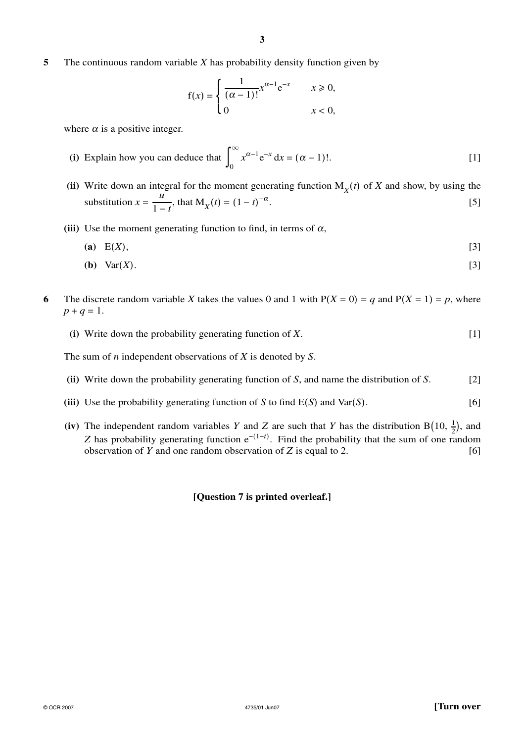**5** The continuous random variable $X$ has probability density function given by

$$f(x) = \begin{cases} \dfrac{1}{(\alpha - 1)!} x^{\alpha - 1} e^{-x} & x \geqslant 0, \\ 0 & x < 0, \end{cases}$$

where $\alpha$ is a positive integer.

**(i)** Explain how you can deduce that $\int_0^\infty x^{\alpha-1} e^{-x} \, dx = (\alpha - 1)!$. [1]

**(ii)** Write down an integral for the moment generating function $M_X(t)$ of $X$ and show, by using the substitution $x = \dfrac{u}{1-t}$, that $M_X(t) = (1-t)^{-\alpha}$. [5]

**(iii)** Use the moment generating function to find, in terms of $\alpha$,

**(a)** $E(X)$, [3]

**(b)** $\text{Var}(X)$. [3]

**6** The discrete random variable $X$ takes the values 0 and 1 with $P(X = 0) = q$ and $P(X = 1) = p$, where $p + q = 1$.

**(i)** Write down the probability generating function of $X$. [1]

The sum of $n$ independent observations of $X$ is denoted by $S$.

**(ii)** Write down the probability generating function of $S$, and name the distribution of $S$. [2]

**(iii)** Use the probability generating function of $S$ to find $E(S)$ and $\text{Var}(S)$. [6]

**(iv)** The independent random variables $Y$ and $Z$ are such that $Y$ has the distribution $B(10, \frac{1}{2})$, and $Z$ has probability generating function $e^{-(1-t)}$. Find the probability that the sum of one random observation of $Y$ and one random observation of $Z$ is equal to 2. [6]

**[Question 7 is printed overleaf.]**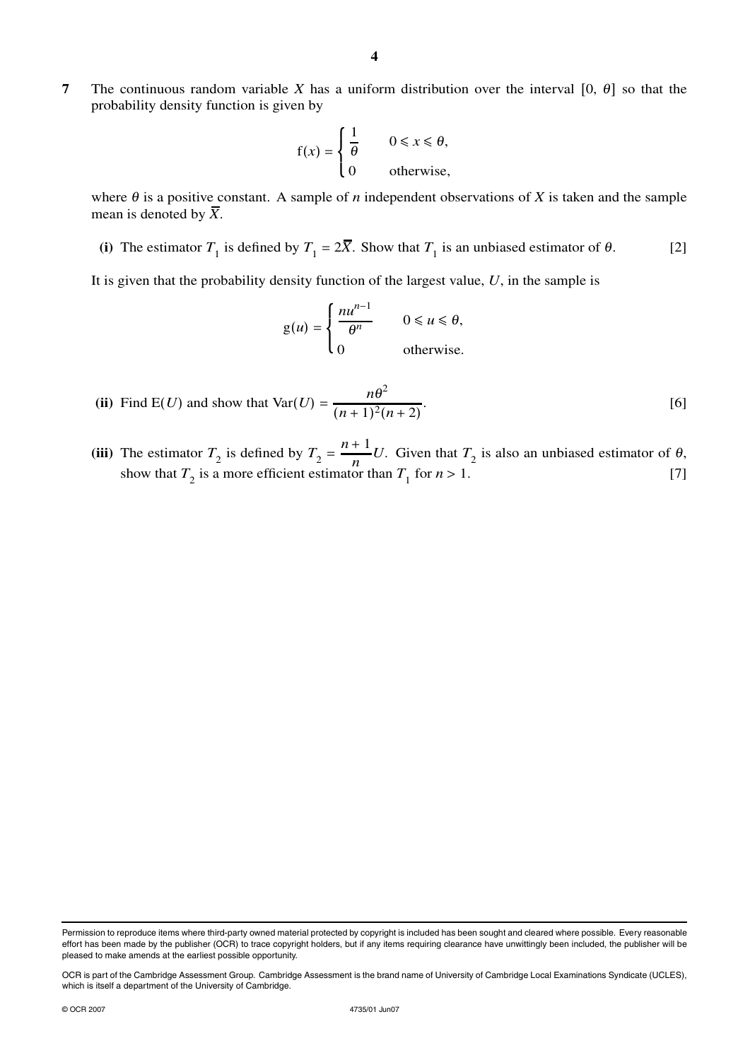**7** The continuous random variable $X$ has a uniform distribution over the interval $[0, \theta]$ so that the probability density function is given by

$$\mathrm{f}(x) = \begin{cases} \dfrac{1}{\theta} & 0 \leqslant x \leqslant \theta, \\ 0 & \text{otherwise,} \end{cases}$$

where $\theta$ is a positive constant. A sample of $n$ independent observations of $X$ is taken and the sample mean is denoted by $\overline{X}$.

**(i)** The estimator $T_1$ is defined by $T_1 = 2\overline{X}$. Show that $T_1$ is an unbiased estimator of $\theta$. [2]

It is given that the probability density function of the largest value, $U$, in the sample is

$$\mathrm{g}(u) = \begin{cases} \dfrac{nu^{n-1}}{\theta^n} & 0 \leqslant u \leqslant \theta, \\ 0 & \text{otherwise.} \end{cases}$$

**(ii)** Find $\mathrm{E}(U)$ and show that $\mathrm{Var}(U) = \dfrac{n\theta^2}{(n+1)^2(n+2)}$. [6]

**(iii)** The estimator $T_2$ is defined by $T_2 = \dfrac{n+1}{n}U$. Given that $T_2$ is also an unbiased estimator of $\theta$, show that $T_2$ is a more efficient estimator than $T_1$ for $n > 1$. [7]

Permission to reproduce items where third-party owned material protected by copyright is included has been sought and cleared where possible. Every reasonable effort has been made by the publisher (OCR) to trace copyright holders, but if any items requiring clearance have unwittingly been included, the publisher will be pleased to make amends at the earliest possible opportunity.

OCR is part of the Cambridge Assessment Group. Cambridge Assessment is the brand name of University of Cambridge Local Examinations Syndicate (UCLES), which is itself a department of the University of Cambridge.

© OCR 2007 4735/01 Jun07